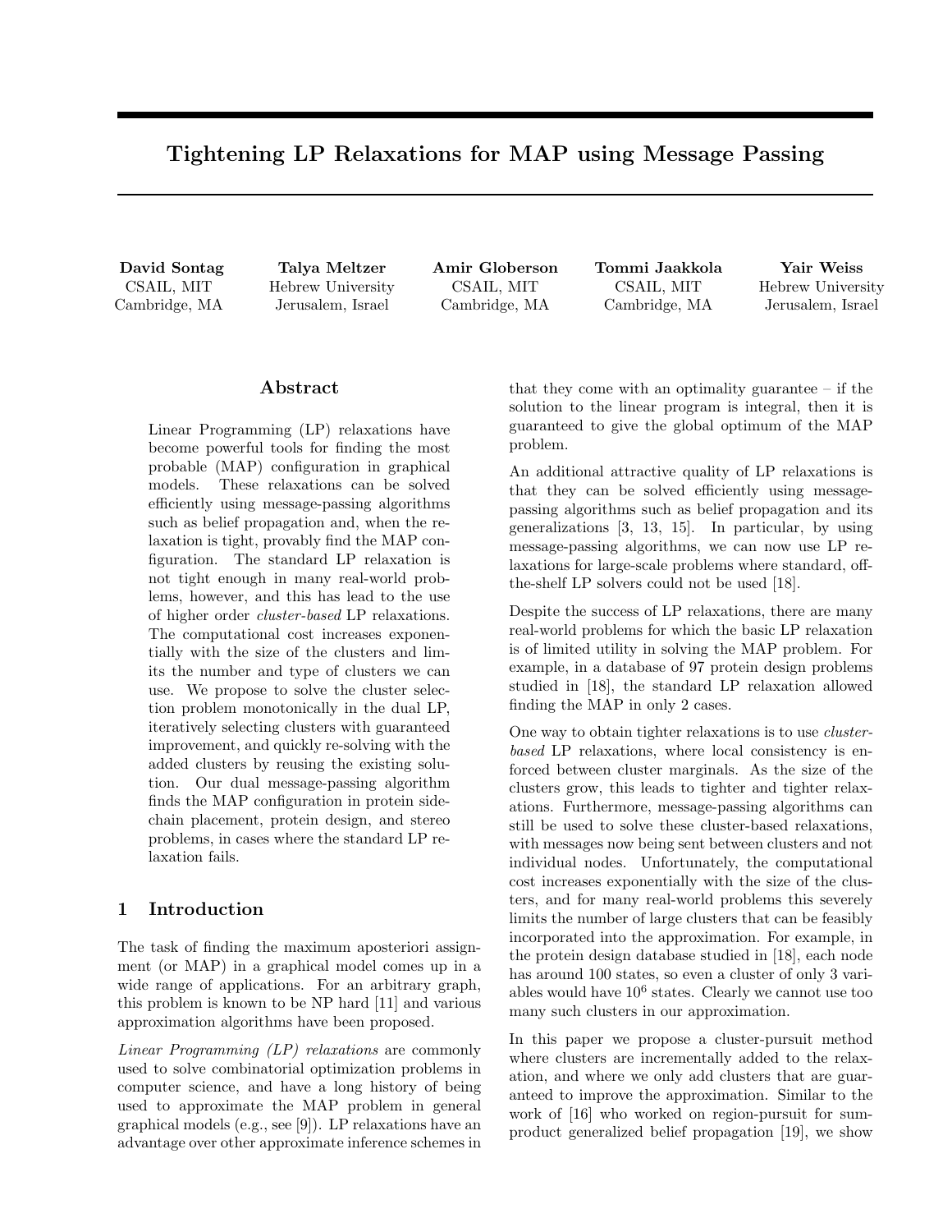# Tightening LP Relaxations for MAP using Message Passing

**David Sontag**
CSAIL, MIT
Cambridge, MA

**Talya Meltzer**
Hebrew University
Jerusalem, Israel

**Amir Globerson**
CSAIL, MIT
Cambridge, MA

**Tommi Jaakkola**
CSAIL, MIT
Cambridge, MA

**Yair Weiss**
Hebrew University
Jerusalem, Israel

## Abstract

Linear Programming (LP) relaxations have become powerful tools for finding the most probable (MAP) configuration in graphical models. These relaxations can be solved efficiently using message-passing algorithms such as belief propagation and, when the relaxation is tight, provably find the MAP configuration. The standard LP relaxation is not tight enough in many real-world problems, however, and this has lead to the use of higher order *cluster-based* LP relaxations. The computational cost increases exponentially with the size of the clusters and limits the number and type of clusters we can use. We propose to solve the cluster selection problem monotonically in the dual LP, iteratively selecting clusters with guaranteed improvement, and quickly re-solving with the added clusters by reusing the existing solution. Our dual message-passing algorithm finds the MAP configuration in protein side-chain placement, protein design, and stereo problems, in cases where the standard LP relaxation fails.

## 1 Introduction

The task of finding the maximum aposteriori assignment (or MAP) in a graphical model comes up in a wide range of applications. For an arbitrary graph, this problem is known to be NP hard [11] and various approximation algorithms have been proposed.

*Linear Programming (LP) relaxations* are commonly used to solve combinatorial optimization problems in computer science, and have a long history of being used to approximate the MAP problem in general graphical models (e.g., see [9]). LP relaxations have an advantage over other approximate inference schemes in that they come with an optimality guarantee – if the solution to the linear program is integral, then it is guaranteed to give the global optimum of the MAP problem.

An additional attractive quality of LP relaxations is that they can be solved efficiently using message-passing algorithms such as belief propagation and its generalizations [3, 13, 15]. In particular, by using message-passing algorithms, we can now use LP relaxations for large-scale problems where standard, off-the-shelf LP solvers could not be used [18].

Despite the success of LP relaxations, there are many real-world problems for which the basic LP relaxation is of limited utility in solving the MAP problem. For example, in a database of 97 protein design problems studied in [18], the standard LP relaxation allowed finding the MAP in only 2 cases.

One way to obtain tighter relaxations is to use *cluster-based* LP relaxations, where local consistency is enforced between cluster marginals. As the size of the clusters grow, this leads to tighter and tighter relaxations. Furthermore, message-passing algorithms can still be used to solve these cluster-based relaxations, with messages now being sent between clusters and not individual nodes. Unfortunately, the computational cost increases exponentially with the size of the clusters, and for many real-world problems this severely limits the number of large clusters that can be feasibly incorporated into the approximation. For example, in the protein design database studied in [18], each node has around 100 states, so even a cluster of only 3 variables would have $10^6$ states. Clearly we cannot use too many such clusters in our approximation.

In this paper we propose a cluster-pursuit method where clusters are incrementally added to the relaxation, and where we only add clusters that are guaranteed to improve the approximation. Similar to the work of [16] who worked on region-pursuit for sum-product generalized belief propagation [19], we show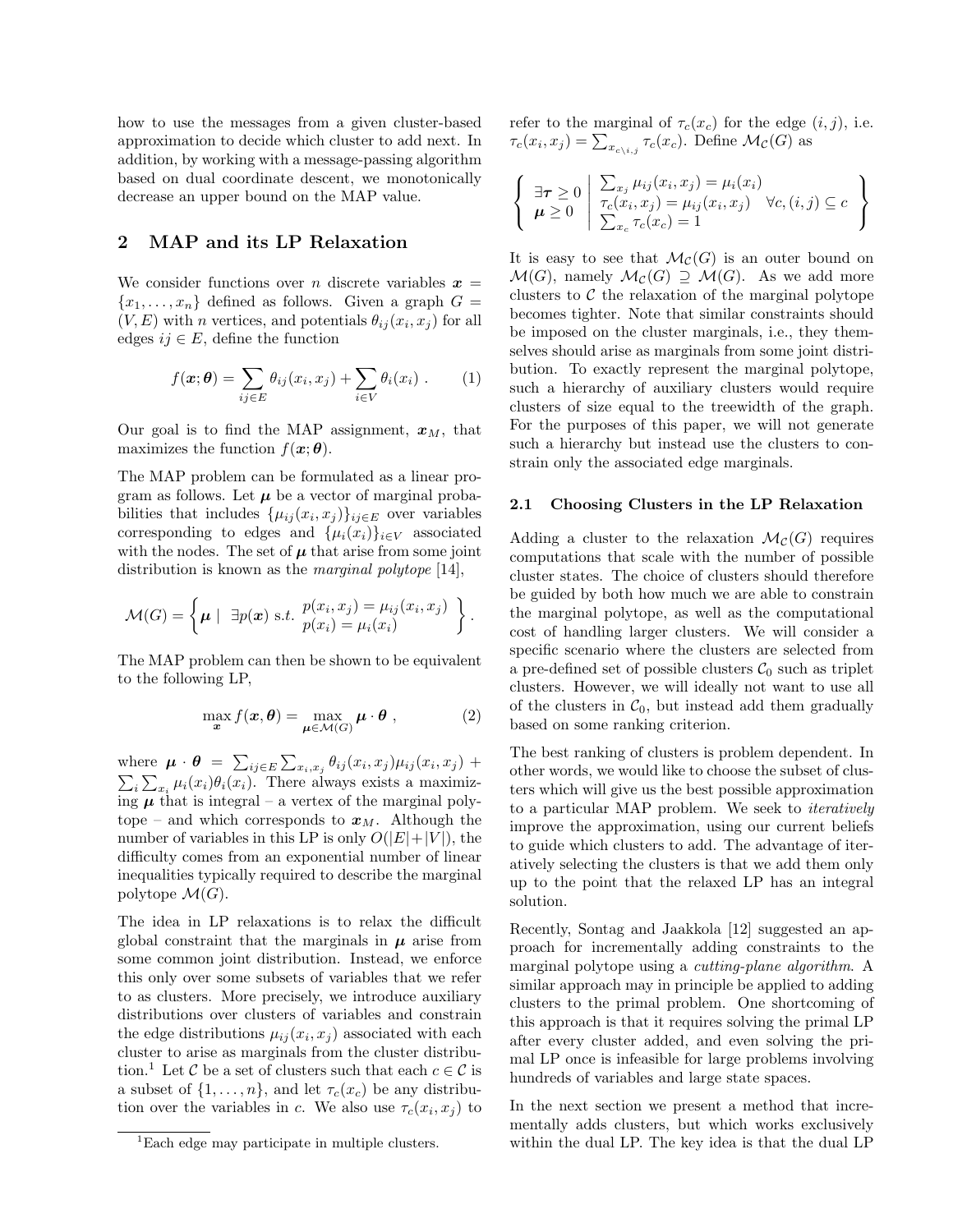how to use the messages from a given cluster-based approximation to decide which cluster to add next. In addition, by working with a message-passing algorithm based on dual coordinate descent, we monotonically decrease an upper bound on the MAP value.

## 2 MAP and its LP Relaxation

We consider functions over $n$ discrete variables $\boldsymbol{x} = \{x_1, \ldots, x_n\}$ defined as follows. Given a graph $G = (V, E)$ with $n$ vertices, and potentials $\theta_{ij}(x_i, x_j)$ for all edges $ij \in E$, define the function

$$f(\boldsymbol{x}; \boldsymbol{\theta}) = \sum_{ij \in E} \theta_{ij}(x_i, x_j) + \sum_{i \in V} \theta_i(x_i) \ . \qquad (1)$$

Our goal is to find the MAP assignment, $\boldsymbol{x}_M$, that maximizes the function $f(\boldsymbol{x}; \boldsymbol{\theta})$.

The MAP problem can be formulated as a linear program as follows. Let $\boldsymbol{\mu}$ be a vector of marginal probabilities that includes $\{\mu_{ij}(x_i, x_j)\}_{ij \in E}$ over variables corresponding to edges and $\{\mu_i(x_i)\}_{i \in V}$ associated with the nodes. The set of $\boldsymbol{\mu}$ that arise from some joint distribution is known as the *marginal polytope* [14],

$$\mathcal{M}(G) = \left\{ \boldsymbol{\mu} \ \middle| \ \exists p(\boldsymbol{x}) \text{ s.t. } \begin{array}{l} p(x_i, x_j) = \mu_{ij}(x_i, x_j) \\ p(x_i) = \mu_i(x_i) \end{array} \right\} .$$

The MAP problem can then be shown to be equivalent to the following LP,

$$\max_{\boldsymbol{x}} f(\boldsymbol{x}, \boldsymbol{\theta}) = \max_{\boldsymbol{\mu} \in \mathcal{M}(G)} \boldsymbol{\mu} \cdot \boldsymbol{\theta} \ , \qquad (2)$$

where $\boldsymbol{\mu} \cdot \boldsymbol{\theta} = \sum_{ij \in E} \sum_{x_i, x_j} \theta_{ij}(x_i, x_j) \mu_{ij}(x_i, x_j) + \sum_i \sum_{x_i} \mu_i(x_i) \theta_i(x_i)$. There always exists a maximizing $\boldsymbol{\mu}$ that is integral – a vertex of the marginal polytope – and which corresponds to $\boldsymbol{x}_M$. Although the number of variables in this LP is only $O(|E|+|V|)$, the difficulty comes from an exponential number of linear inequalities typically required to describe the marginal polytope $\mathcal{M}(G)$.

The idea in LP relaxations is to relax the difficult global constraint that the marginals in $\boldsymbol{\mu}$ arise from some common joint distribution. Instead, we enforce this only over some subsets of variables that we refer to as clusters. More precisely, we introduce auxiliary distributions over clusters of variables and constrain the edge distributions $\mu_{ij}(x_i, x_j)$ associated with each cluster to arise as marginals from the cluster distribution.[1] Let $\mathcal{C}$ be a set of clusters such that each $c \in \mathcal{C}$ is a subset of $\{1, \ldots, n\}$, and let $\tau_c(x_c)$ be any distribution over the variables in $c$. We also use $\tau_c(x_i, x_j)$ to refer to the marginal of $\tau_c(x_c)$ for the edge $(i,j)$, i.e. $\tau_c(x_i, x_j) = \sum_{x_{c \setminus i,j}} \tau_c(x_c)$. Define $\mathcal{M}_\mathcal{C}(G)$ as

$$\left\{ \begin{array}{l} \exists \boldsymbol{\tau} \geq 0 \\ \boldsymbol{\mu} \geq 0 \end{array} \ \middle| \ \begin{array}{l} \sum_{x_j} \mu_{ij}(x_i, x_j) = \mu_i(x_i) \\ \tau_c(x_i, x_j) = \mu_{ij}(x_i, x_j) \quad \forall c, (i,j) \subseteq c \\ \sum_{x_c} \tau_c(x_c) = 1 \end{array} \right\}$$

It is easy to see that $\mathcal{M}_\mathcal{C}(G)$ is an outer bound on $\mathcal{M}(G)$, namely $\mathcal{M}_\mathcal{C}(G) \supseteq \mathcal{M}(G)$. As we add more clusters to $\mathcal{C}$ the relaxation of the marginal polytope becomes tighter. Note that similar constraints should be imposed on the cluster marginals, i.e., they themselves should arise as marginals from some joint distribution. To exactly represent the marginal polytope, such a hierarchy of auxiliary clusters would require clusters of size equal to the treewidth of the graph. For the purposes of this paper, we will not generate such a hierarchy but instead use the clusters to constrain only the associated edge marginals.

### 2.1 Choosing Clusters in the LP Relaxation

Adding a cluster to the relaxation $\mathcal{M}_\mathcal{C}(G)$ requires computations that scale with the number of possible cluster states. The choice of clusters should therefore be guided by both how much we are able to constrain the marginal polytope, as well as the computational cost of handling larger clusters. We will consider a specific scenario where the clusters are selected from a pre-defined set of possible clusters $\mathcal{C}_0$ such as triplet clusters. However, we will ideally not want to use all of the clusters in $\mathcal{C}_0$, but instead add them gradually based on some ranking criterion.

The best ranking of clusters is problem dependent. In other words, we would like to choose the subset of clusters which will give us the best possible approximation to a particular MAP problem. We seek to *iteratively* improve the approximation, using our current beliefs to guide which clusters to add. The advantage of iteratively selecting the clusters is that we add them only up to the point that the relaxed LP has an integral solution.

Recently, Sontag and Jaakkola [12] suggested an approach for incrementally adding constraints to the marginal polytope using a *cutting-plane algorithm*. A similar approach may in principle be applied to adding clusters to the primal problem. One shortcoming of this approach is that it requires solving the primal LP after every cluster added, and even solving the primal LP once is infeasible for large problems involving hundreds of variables and large state spaces.

In the next section we present a method that incrementally adds clusters, but which works exclusively within the dual LP. The key idea is that the dual LP

[1] Each edge may participate in multiple clusters.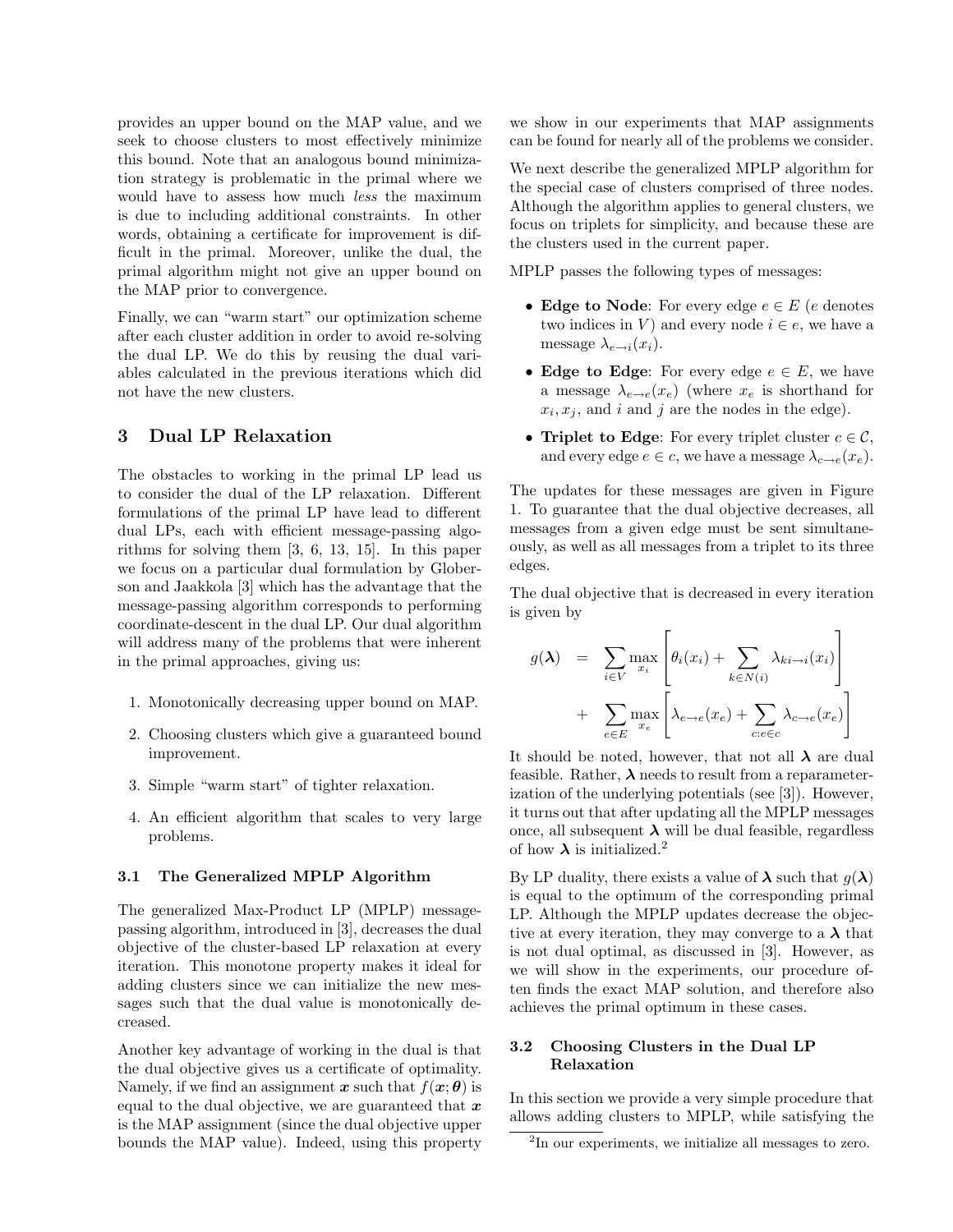provides an upper bound on the MAP value, and we seek to choose clusters to most effectively minimize this bound. Note that an analogous bound minimization strategy is problematic in the primal where we would have to assess how much *less* the maximum is due to including additional constraints. In other words, obtaining a certificate for improvement is difficult in the primal. Moreover, unlike the dual, the primal algorithm might not give an upper bound on the MAP prior to convergence.

Finally, we can "warm start" our optimization scheme after each cluster addition in order to avoid re-solving the dual LP. We do this by reusing the dual variables calculated in the previous iterations which did not have the new clusters.

## 3 Dual LP Relaxation

The obstacles to working in the primal LP lead us to consider the dual of the LP relaxation. Different formulations of the primal LP have lead to different dual LPs, each with efficient message-passing algorithms for solving them [3, 6, 13, 15]. In this paper we focus on a particular dual formulation by Globerson and Jaakkola [3] which has the advantage that the message-passing algorithm corresponds to performing coordinate-descent in the dual LP. Our dual algorithm will address many of the problems that were inherent in the primal approaches, giving us:

1. Monotonically decreasing upper bound on MAP.
2. Choosing clusters which give a guaranteed bound improvement.
3. Simple "warm start" of tighter relaxation.
4. An efficient algorithm that scales to very large problems.

### 3.1 The Generalized MPLP Algorithm

The generalized Max-Product LP (MPLP) message-passing algorithm, introduced in [3], decreases the dual objective of the cluster-based LP relaxation at every iteration. This monotone property makes it ideal for adding clusters since we can initialize the new messages such that the dual value is monotonically decreased.

Another key advantage of working in the dual is that the dual objective gives us a certificate of optimality. Namely, if we find an assignment $\boldsymbol{x}$ such that $f(\boldsymbol{x};\boldsymbol{\theta})$ is equal to the dual objective, we are guaranteed that $\boldsymbol{x}$ is the MAP assignment (since the dual objective upper bounds the MAP value). Indeed, using this property we show in our experiments that MAP assignments can be found for nearly all of the problems we consider.

We next describe the generalized MPLP algorithm for the special case of clusters comprised of three nodes. Although the algorithm applies to general clusters, we focus on triplets for simplicity, and because these are the clusters used in the current paper.

MPLP passes the following types of messages:

- **Edge to Node**: For every edge $e \in E$ ($e$ denotes two indices in $V$) and every node $i \in e$, we have a message $\lambda_{e \to i}(x_i)$.
- **Edge to Edge**: For every edge $e \in E$, we have a message $\lambda_{e \to e}(x_e)$ (where $x_e$ is shorthand for $x_i, x_j$, and $i$ and $j$ are the nodes in the edge).
- **Triplet to Edge**: For every triplet cluster $c \in \mathcal{C}$, and every edge $e \in c$, we have a message $\lambda_{c \to e}(x_e)$.

The updates for these messages are given in Figure 1. To guarantee that the dual objective decreases, all messages from a given edge must be sent simultaneously, as well as all messages from a triplet to its three edges.

The dual objective that is decreased in every iteration is given by

$$
\begin{aligned}
g(\boldsymbol{\lambda}) &= \sum_{i \in V} \max_{x_i} \left[ \theta_i(x_i) + \sum_{k \in N(i)} \lambda_{ki \to i}(x_i) \right] \\
&+ \sum_{e \in E} \max_{x_e} \left[ \lambda_{e \to e}(x_e) + \sum_{c : e \in c} \lambda_{c \to e}(x_e) \right]
\end{aligned}
$$

It should be noted, however, that not all $\boldsymbol{\lambda}$ are dual feasible. Rather, $\boldsymbol{\lambda}$ needs to result from a reparameterization of the underlying potentials (see [3]). However, it turns out that after updating all the MPLP messages once, all subsequent $\boldsymbol{\lambda}$ will be dual feasible, regardless of how $\boldsymbol{\lambda}$ is initialized.[2]

By LP duality, there exists a value of $\boldsymbol{\lambda}$ such that $g(\boldsymbol{\lambda})$ is equal to the optimum of the corresponding primal LP. Although the MPLP updates decrease the objective at every iteration, they may converge to a $\boldsymbol{\lambda}$ that is not dual optimal, as discussed in [3]. However, as we will show in the experiments, our procedure often finds the exact MAP solution, and therefore also achieves the primal optimum in these cases.

### 3.2 Choosing Clusters in the Dual LP Relaxation

In this section we provide a very simple procedure that allows adding clusters to MPLP, while satisfying the

[2] In our experiments, we initialize all messages to zero.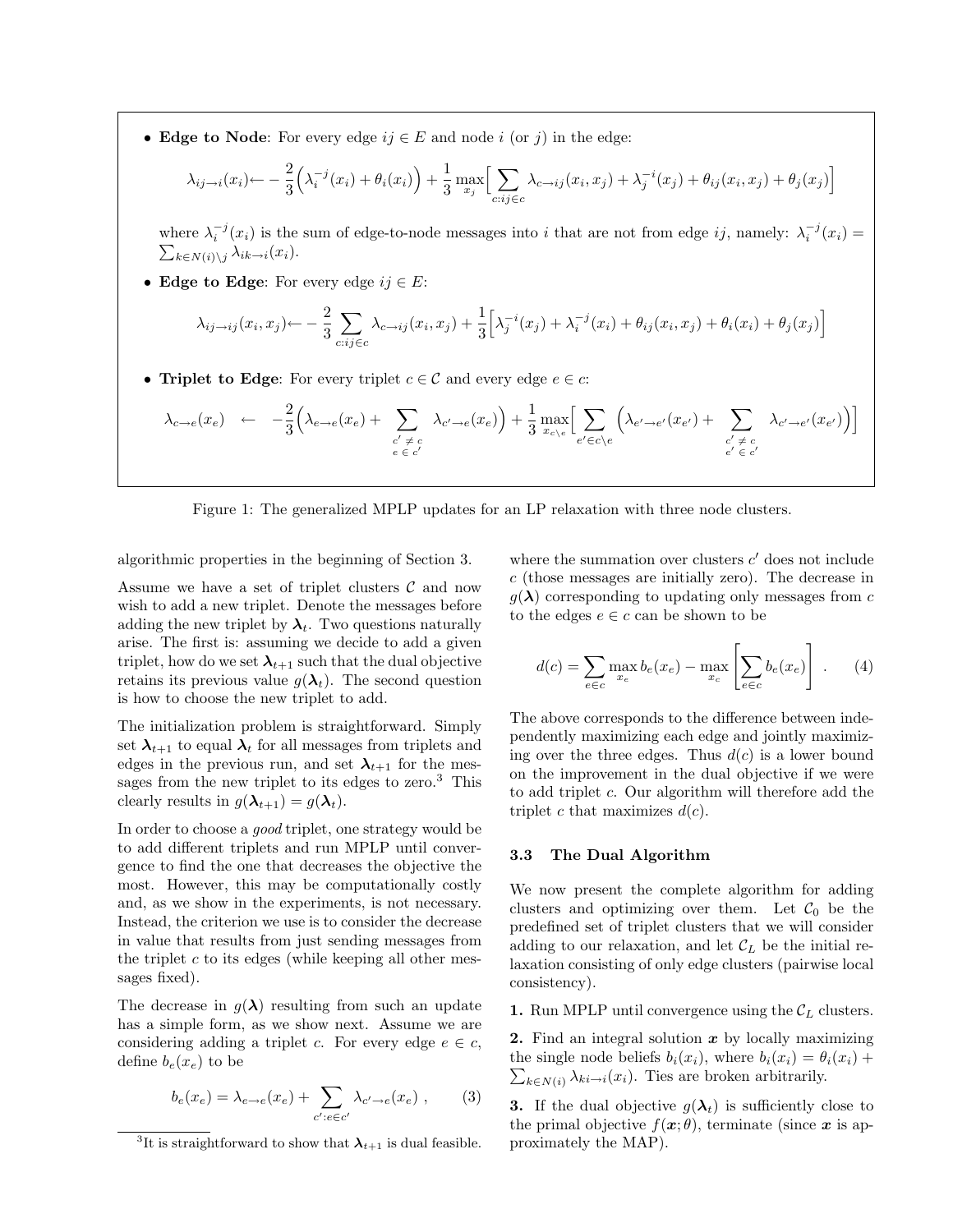- **Edge to Node**: For every edge $ij \in E$ and node $i$ (or $j$) in the edge:

$$\lambda_{ij \to i}(x_i) \leftarrow -\frac{2}{3}\Big(\lambda_i^{-j}(x_i) + \theta_i(x_i)\Big) + \frac{1}{3}\max_{x_j}\Big[\sum_{c: ij \in c}\lambda_{c \to ij}(x_i, x_j) + \lambda_j^{-i}(x_j) + \theta_{ij}(x_i, x_j) + \theta_j(x_j)\Big]$$

  where $\lambda_i^{-j}(x_i)$ is the sum of edge-to-node messages into $i$ that are not from edge $ij$, namely: $\lambda_i^{-j}(x_i) = \sum_{k \in N(i) \setminus j} \lambda_{ik \to i}(x_i)$.

- **Edge to Edge**: For every edge $ij \in E$:

$$\lambda_{ij \to ij}(x_i, x_j) \leftarrow -\frac{2}{3}\sum_{c: ij \in c}\lambda_{c \to ij}(x_i, x_j) + \frac{1}{3}\Big[\lambda_j^{-i}(x_j) + \lambda_i^{-j}(x_i) + \theta_{ij}(x_i, x_j) + \theta_i(x_i) + \theta_j(x_j)\Big]$$

- **Triplet to Edge**: For every triplet $c \in \mathcal{C}$ and every edge $e \in c$:

$$\lambda_{c \to e}(x_e) \quad \leftarrow \quad -\frac{2}{3}\Big(\lambda_{e \to e}(x_e) + \sum_{\substack{c' \neq c \\ e \in c'}} \lambda_{c' \to e}(x_e)\Big) + \frac{1}{3}\max_{x_{c \setminus e}}\Big[\sum_{e' \in c \setminus e}\Big(\lambda_{e' \to e'}(x_{e'}) + \sum_{\substack{c' \neq c \\ e' \in c'}} \lambda_{c' \to e'}(x_{e'})\Big)\Big]$$

Figure 1: The generalized MPLP updates for an LP relaxation with three node clusters.

algorithmic properties in the beginning of Section 3.

Assume we have a set of triplet clusters $\mathcal{C}$ and now wish to add a new triplet. Denote the messages before adding the new triplet by $\boldsymbol{\lambda}_t$. Two questions naturally arise. The first is: assuming we decide to add a given triplet, how do we set $\boldsymbol{\lambda}_{t+1}$ such that the dual objective retains its previous value $g(\boldsymbol{\lambda}_t)$. The second question is how to choose the new triplet to add.

The initialization problem is straightforward. Simply set $\boldsymbol{\lambda}_{t+1}$ to equal $\boldsymbol{\lambda}_t$ for all messages from triplets and edges in the previous run, and set $\boldsymbol{\lambda}_{t+1}$ for the messages from the new triplet to its edges to zero.[3] This clearly results in $g(\boldsymbol{\lambda}_{t+1}) = g(\boldsymbol{\lambda}_t)$.

In order to choose a *good* triplet, one strategy would be to add different triplets and run MPLP until convergence to find the one that decreases the objective the most. However, this may be computationally costly and, as we show in the experiments, is not necessary. Instead, the criterion we use is to consider the decrease in value that results from just sending messages from the triplet $c$ to its edges (while keeping all other messages fixed).

The decrease in $g(\boldsymbol{\lambda})$ resulting from such an update has a simple form, as we show next. Assume we are considering adding a triplet $c$. For every edge $e \in c$, define $b_e(x_e)$ to be

$$b_e(x_e) = \lambda_{e \to e}(x_e) + \sum_{c': e \in c'} \lambda_{c' \to e}(x_e) \;, \tag{3}$$

where the summation over clusters $c'$ does not include $c$ (those messages are initially zero). The decrease in $g(\boldsymbol{\lambda})$ corresponding to updating only messages from $c$ to the edges $e \in c$ can be shown to be

$$d(c) = \sum_{e \in c} \max_{x_e} b_e(x_e) - \max_{x_c}\left[\sum_{e \in c} b_e(x_e)\right] \;. \tag{4}$$

The above corresponds to the difference between independently maximizing each edge and jointly maximizing over the three edges. Thus $d(c)$ is a lower bound on the improvement in the dual objective if we were to add triplet $c$. Our algorithm will therefore add the triplet $c$ that maximizes $d(c)$.

### 3.3 The Dual Algorithm

We now present the complete algorithm for adding clusters and optimizing over them. Let $\mathcal{C}_0$ be the predefined set of triplet clusters that we will consider adding to our relaxation, and let $\mathcal{C}_L$ be the initial relaxation consisting of only edge clusters (pairwise local consistency).

**1.** Run MPLP until convergence using the $\mathcal{C}_L$ clusters.

**2.** Find an integral solution $\boldsymbol{x}$ by locally maximizing the single node beliefs $b_i(x_i)$, where $b_i(x_i) = \theta_i(x_i) + \sum_{k \in N(i)} \lambda_{ki \to i}(x_i)$. Ties are broken arbitrarily.

**3.** If the dual objective $g(\boldsymbol{\lambda}_t)$ is sufficiently close to the primal objective $f(\boldsymbol{x}; \theta)$, terminate (since $\boldsymbol{x}$ is approximately the MAP).

[3] It is straightforward to show that $\boldsymbol{\lambda}_{t+1}$ is dual feasible.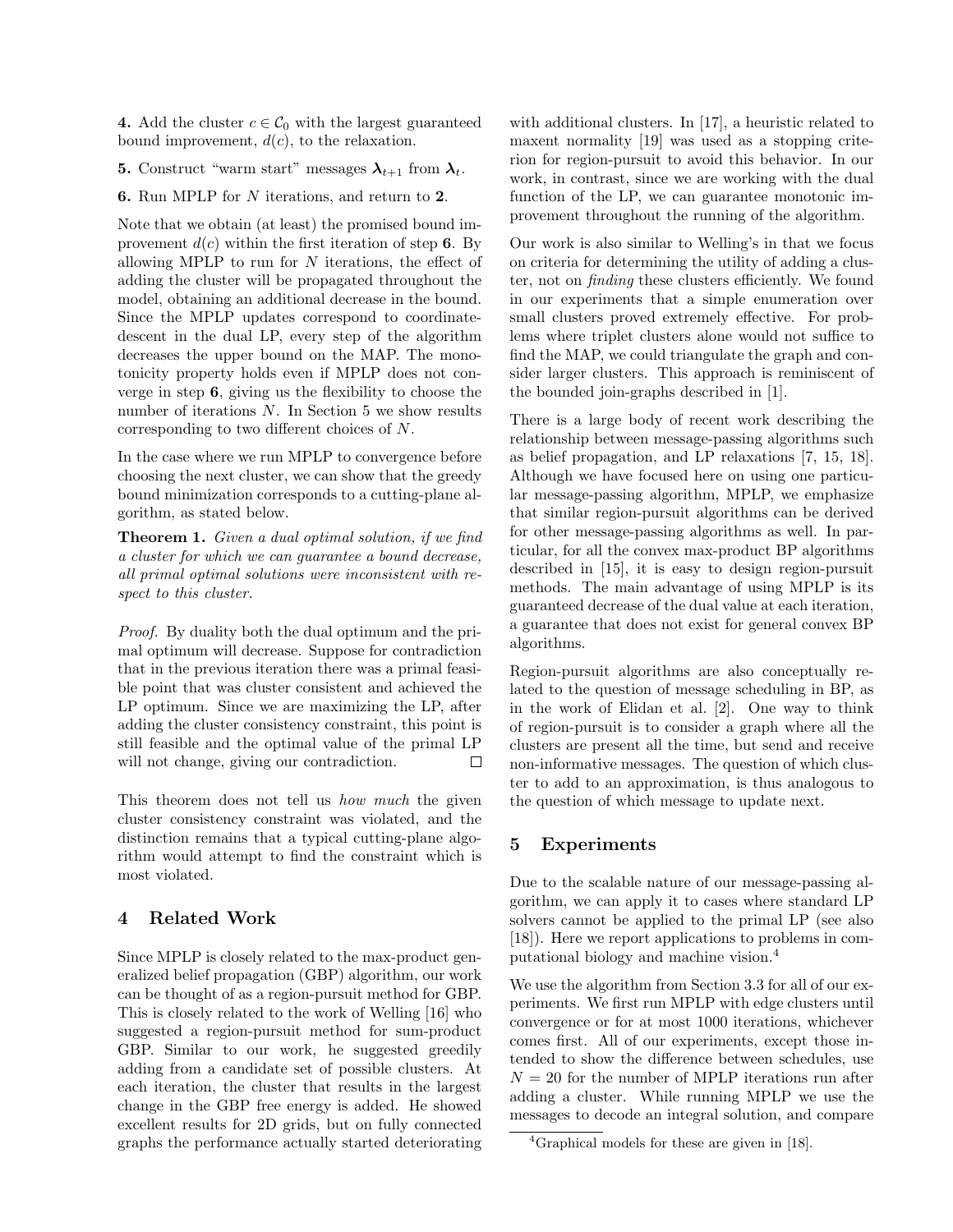**4.** Add the cluster $c \in \mathcal{C}_0$ with the largest guaranteed bound improvement, $d(c)$, to the relaxation.

**5.** Construct "warm start" messages $\boldsymbol{\lambda}_{t+1}$ from $\boldsymbol{\lambda}_t$.

**6.** Run MPLP for $N$ iterations, and return to **2**.

Note that we obtain (at least) the promised bound improvement $d(c)$ within the first iteration of step **6**. By allowing MPLP to run for $N$ iterations, the effect of adding the cluster will be propagated throughout the model, obtaining an additional decrease in the bound. Since the MPLP updates correspond to coordinate-descent in the dual LP, every step of the algorithm decreases the upper bound on the MAP. The monotonicity property holds even if MPLP does not converge in step **6**, giving us the flexibility to choose the number of iterations $N$. In Section 5 we show results corresponding to two different choices of $N$.

In the case where we run MPLP to convergence before choosing the next cluster, we can show that the greedy bound minimization corresponds to a cutting-plane algorithm, as stated below.

**Theorem 1.** *Given a dual optimal solution, if we find a cluster for which we can guarantee a bound decrease, all primal optimal solutions were inconsistent with respect to this cluster.*

*Proof.* By duality both the dual optimum and the primal optimum will decrease. Suppose for contradiction that in the previous iteration there was a primal feasible point that was cluster consistent and achieved the LP optimum. Since we are maximizing the LP, after adding the cluster consistency constraint, this point is still feasible and the optimal value of the primal LP will not change, giving our contradiction. □

This theorem does not tell us *how much* the given cluster consistency constraint was violated, and the distinction remains that a typical cutting-plane algorithm would attempt to find the constraint which is most violated.

## 4 Related Work

Since MPLP is closely related to the max-product generalized belief propagation (GBP) algorithm, our work can be thought of as a region-pursuit method for GBP. This is closely related to the work of Welling [16] who suggested a region-pursuit method for sum-product GBP. Similar to our work, he suggested greedily adding from a candidate set of possible clusters. At each iteration, the cluster that results in the largest change in the GBP free energy is added. He showed excellent results for 2D grids, but on fully connected graphs the performance actually started deteriorating with additional clusters. In [17], a heuristic related to maxent normality [19] was used as a stopping criterion for region-pursuit to avoid this behavior. In our work, in contrast, since we are working with the dual function of the LP, we can guarantee monotonic improvement throughout the running of the algorithm.

Our work is also similar to Welling's in that we focus on criteria for determining the utility of adding a cluster, not on *finding* these clusters efficiently. We found in our experiments that a simple enumeration over small clusters proved extremely effective. For problems where triplet clusters alone would not suffice to find the MAP, we could triangulate the graph and consider larger clusters. This approach is reminiscent of the bounded join-graphs described in [1].

There is a large body of recent work describing the relationship between message-passing algorithms such as belief propagation, and LP relaxations [7, 15, 18]. Although we have focused here on using one particular message-passing algorithm, MPLP, we emphasize that similar region-pursuit algorithms can be derived for other message-passing algorithms as well. In particular, for all the convex max-product BP algorithms described in [15], it is easy to design region-pursuit methods. The main advantage of using MPLP is its guaranteed decrease of the dual value at each iteration, a guarantee that does not exist for general convex BP algorithms.

Region-pursuit algorithms are also conceptually related to the question of message scheduling in BP, as in the work of Elidan et al. [2]. One way to think of region-pursuit is to consider a graph where all the clusters are present all the time, but send and receive non-informative messages. The question of which cluster to add to an approximation, is thus analogous to the question of which message to update next.

## 5 Experiments

Due to the scalable nature of our message-passing algorithm, we can apply it to cases where standard LP solvers cannot be applied to the primal LP (see also [18]). Here we report applications to problems in computational biology and machine vision.[4]

We use the algorithm from Section 3.3 for all of our experiments. We first run MPLP with edge clusters until convergence or for at most 1000 iterations, whichever comes first. All of our experiments, except those intended to show the difference between schedules, use $N = 20$ for the number of MPLP iterations run after adding a cluster. While running MPLP we use the messages to decode an integral solution, and compare

[4] Graphical models for these are given in [18].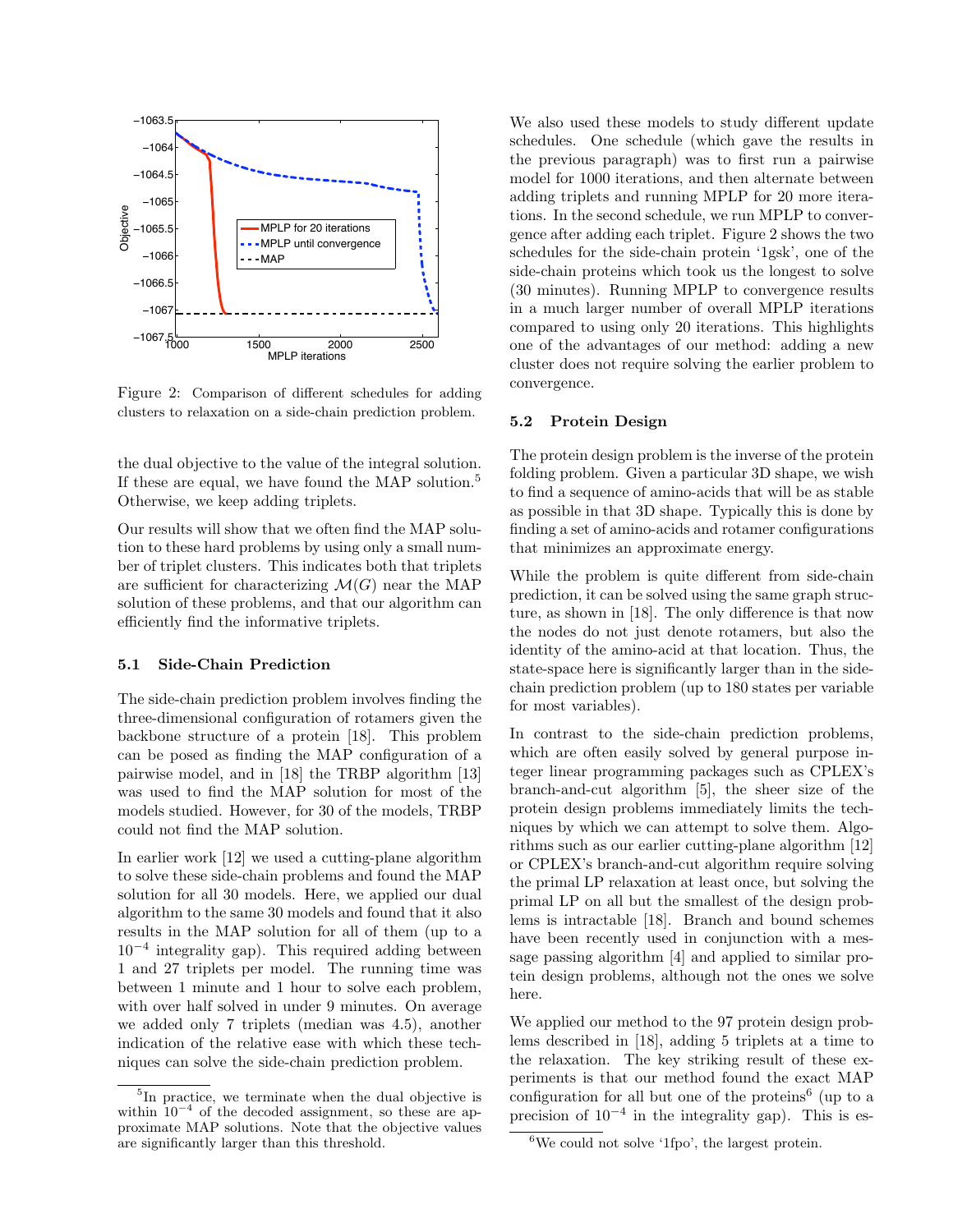Figure 2: Comparison of different schedules for adding clusters to relaxation on a side-chain prediction problem.

the dual objective to the value of the integral solution. If these are equal, we have found the MAP solution.[5] Otherwise, we keep adding triplets.

Our results will show that we often find the MAP solution to these hard problems by using only a small number of triplet clusters. This indicates both that triplets are sufficient for characterizing $\mathcal{M}(G)$ near the MAP solution of these problems, and that our algorithm can efficiently find the informative triplets.

### 5.1 Side-Chain Prediction

The side-chain prediction problem involves finding the three-dimensional configuration of rotamers given the backbone structure of a protein [18]. This problem can be posed as finding the MAP configuration of a pairwise model, and in [18] the TRBP algorithm [13] was used to find the MAP solution for most of the models studied. However, for 30 of the models, TRBP could not find the MAP solution.

In earlier work [12] we used a cutting-plane algorithm to solve these side-chain problems and found the MAP solution for all 30 models. Here, we applied our dual algorithm to the same 30 models and found that it also results in the MAP solution for all of them (up to a $10^{-4}$ integrality gap). This required adding between 1 and 27 triplets per model. The running time was between 1 minute and 1 hour to solve each problem, with over half solved in under 9 minutes. On average we added only 7 triplets (median was 4.5), another indication of the relative ease with which these techniques can solve the side-chain prediction problem.

We also used these models to study different update schedules. One schedule (which gave the results in the previous paragraph) was to first run a pairwise model for 1000 iterations, and then alternate between adding triplets and running MPLP for 20 more iterations. In the second schedule, we run MPLP to convergence after adding each triplet. Figure 2 shows the two schedules for the side-chain protein '1gsk', one of the side-chain proteins which took us the longest to solve (30 minutes). Running MPLP to convergence results in a much larger number of overall MPLP iterations compared to using only 20 iterations. This highlights one of the advantages of our method: adding a new cluster does not require solving the earlier problem to convergence.

### 5.2 Protein Design

The protein design problem is the inverse of the protein folding problem. Given a particular 3D shape, we wish to find a sequence of amino-acids that will be as stable as possible in that 3D shape. Typically this is done by finding a set of amino-acids and rotamer configurations that minimizes an approximate energy.

While the problem is quite different from side-chain prediction, it can be solved using the same graph structure, as shown in [18]. The only difference is that now the nodes do not just denote rotamers, but also the identity of the amino-acid at that location. Thus, the state-space here is significantly larger than in the side-chain prediction problem (up to 180 states per variable for most variables).

In contrast to the side-chain prediction problems, which are often easily solved by general purpose integer linear programming packages such as CPLEX's branch-and-cut algorithm [5], the sheer size of the protein design problems immediately limits the techniques by which we can attempt to solve them. Algorithms such as our earlier cutting-plane algorithm [12] or CPLEX's branch-and-cut algorithm require solving the primal LP relaxation at least once, but solving the primal LP on all but the smallest of the design problems is intractable [18]. Branch and bound schemes have been recently used in conjunction with a message passing algorithm [4] and applied to similar protein design problems, although not the ones we solve here.

We applied our method to the 97 protein design problems described in [18], adding 5 triplets at a time to the relaxation. The key striking result of these experiments is that our method found the exact MAP configuration for all but one of the proteins[6] (up to a precision of $10^{-4}$ in the integrality gap). This is es-

[5] In practice, we terminate when the dual objective is within $10^{-4}$ of the decoded assignment, so these are approximate MAP solutions. Note that the objective values are significantly larger than this threshold.

[6] We could not solve '1fpo', the largest protein.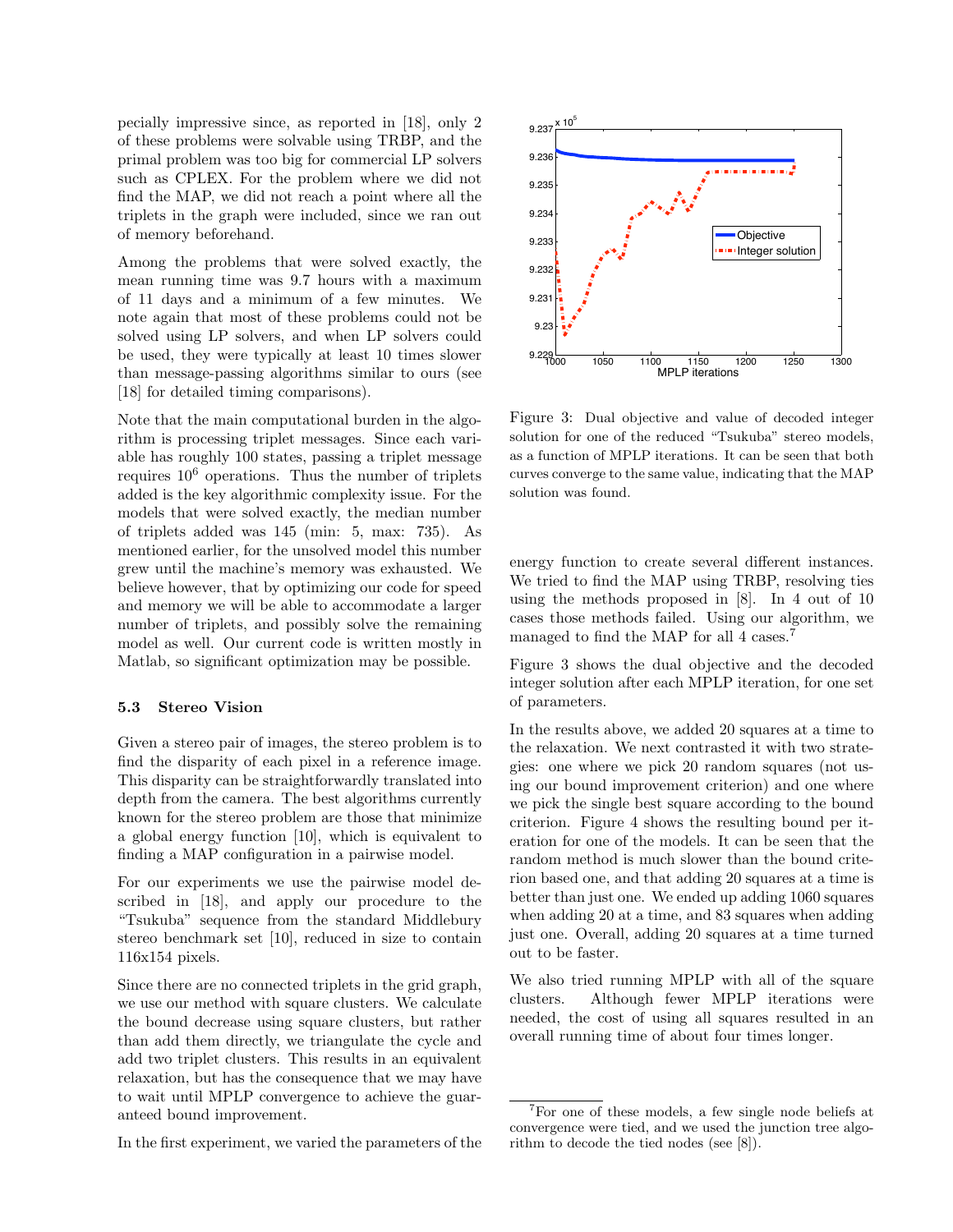pecially impressive since, as reported in [18], only 2 of these problems were solvable using TRBP, and the primal problem was too big for commercial LP solvers such as CPLEX. For the problem where we did not find the MAP, we did not reach a point where all the triplets in the graph were included, since we ran out of memory beforehand.

Among the problems that were solved exactly, the mean running time was 9.7 hours with a maximum of 11 days and a minimum of a few minutes. We note again that most of these problems could not be solved using LP solvers, and when LP solvers could be used, they were typically at least 10 times slower than message-passing algorithms similar to ours (see [18] for detailed timing comparisons).

Note that the main computational burden in the algorithm is processing triplet messages. Since each variable has roughly 100 states, passing a triplet message requires $10^6$ operations. Thus the number of triplets added is the key algorithmic complexity issue. For the models that were solved exactly, the median number of triplets added was 145 (min: 5, max: 735). As mentioned earlier, for the unsolved model this number grew until the machine's memory was exhausted. We believe however, that by optimizing our code for speed and memory we will be able to accommodate a larger number of triplets, and possibly solve the remaining model as well. Our current code is written mostly in Matlab, so significant optimization may be possible.

### 5.3 Stereo Vision

Given a stereo pair of images, the stereo problem is to find the disparity of each pixel in a reference image. This disparity can be straightforwardly translated into depth from the camera. The best algorithms currently known for the stereo problem are those that minimize a global energy function [10], which is equivalent to finding a MAP configuration in a pairwise model.

For our experiments we use the pairwise model described in [18], and apply our procedure to the "Tsukuba" sequence from the standard Middlebury stereo benchmark set [10], reduced in size to contain 116x154 pixels.

Since there are no connected triplets in the grid graph, we use our method with square clusters. We calculate the bound decrease using square clusters, but rather than add them directly, we triangulate the cycle and add two triplet clusters. This results in an equivalent relaxation, but has the consequence that we may have to wait until MPLP convergence to achieve the guaranteed bound improvement.

In the first experiment, we varied the parameters of the energy function to create several different instances. We tried to find the MAP using TRBP, resolving ties using the methods proposed in [8]. In 4 out of 10 cases those methods failed. Using our algorithm, we managed to find the MAP for all 4 cases.[7]

Figure 3: Dual objective and value of decoded integer solution for one of the reduced "Tsukuba" stereo models, as a function of MPLP iterations. It can be seen that both curves converge to the same value, indicating that the MAP solution was found.

Figure 3 shows the dual objective and the decoded integer solution after each MPLP iteration, for one set of parameters.

In the results above, we added 20 squares at a time to the relaxation. We next contrasted it with two strategies: one where we pick 20 random squares (not using our bound improvement criterion) and one where we pick the single best square according to the bound criterion. Figure 4 shows the resulting bound per iteration for one of the models. It can be seen that the random method is much slower than the bound criterion based one, and that adding 20 squares at a time is better than just one. We ended up adding 1060 squares when adding 20 at a time, and 83 squares when adding just one. Overall, adding 20 squares at a time turned out to be faster.

We also tried running MPLP with all of the square clusters. Although fewer MPLP iterations were needed, the cost of using all squares resulted in an overall running time of about four times longer.

[7] For one of these models, a few single node beliefs at convergence were tied, and we used the junction tree algorithm to decode the tied nodes (see [8]).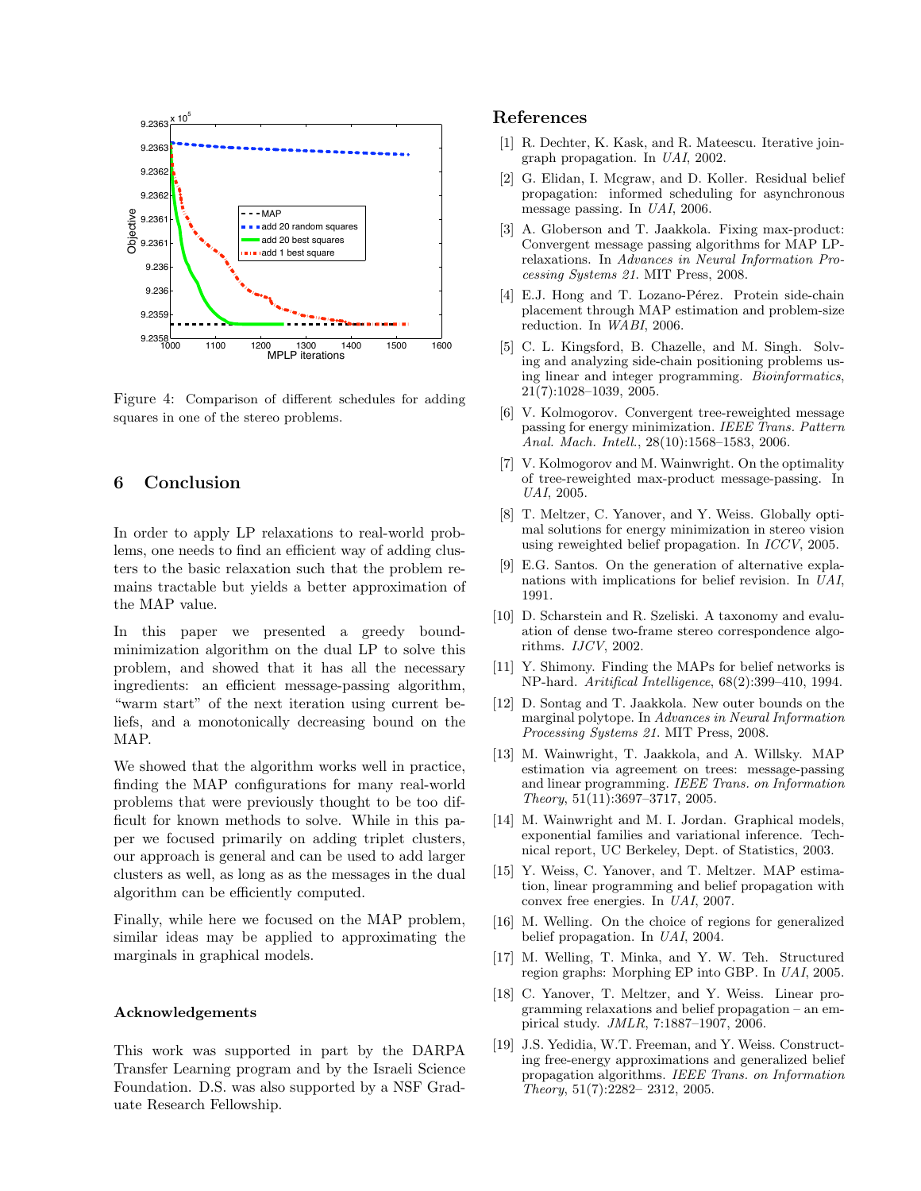x 10^5

9.2363

9.2363

9.2362

9.2362

9.2361

9.2361

9.236

9.236

9.2359

9.2358

Objective

1000 1100 1200 1300 1400 1500 1600

MPLP iterations

MAP

add 20 random squares

add 20 best squares

add 1 best square

Figure 4: Comparison of different schedules for adding squares in one of the stereo problems.

## 6 Conclusion

In order to apply LP relaxations to real-world problems, one needs to find an efficient way of adding clusters to the basic relaxation such that the problem remains tractable but yields a better approximation of the MAP value.

In this paper we presented a greedy bound-minimization algorithm on the dual LP to solve this problem, and showed that it has all the necessary ingredients: an efficient message-passing algorithm, "warm start" of the next iteration using current beliefs, and a monotonically decreasing bound on the MAP.

We showed that the algorithm works well in practice, finding the MAP configurations for many real-world problems that were previously thought to be too difficult for known methods to solve. While in this paper we focused primarily on adding triplet clusters, our approach is general and can be used to add larger clusters as well, as long as as the messages in the dual algorithm can be efficiently computed.

Finally, while here we focused on the MAP problem, similar ideas may be applied to approximating the marginals in graphical models.

### Acknowledgements

This work was supported in part by the DARPA Transfer Learning program and by the Israeli Science Foundation. D.S. was also supported by a NSF Graduate Research Fellowship.

## References

[1] R. Dechter, K. Kask, and R. Mateescu. Iterative join-graph propagation. In *UAI*, 2002.

[2] G. Elidan, I. Mcgraw, and D. Koller. Residual belief propagation: informed scheduling for asynchronous message passing. In *UAI*, 2006.

[3] A. Globerson and T. Jaakkola. Fixing max-product: Convergent message passing algorithms for MAP LP-relaxations. In *Advances in Neural Information Processing Systems 21*. MIT Press, 2008.

[4] E.J. Hong and T. Lozano-Pérez. Protein side-chain placement through MAP estimation and problem-size reduction. In *WABI*, 2006.

[5] C. L. Kingsford, B. Chazelle, and M. Singh. Solving and analyzing side-chain positioning problems using linear and integer programming. *Bioinformatics*, 21(7):1028–1039, 2005.

[6] V. Kolmogorov. Convergent tree-reweighted message passing for energy minimization. *IEEE Trans. Pattern Anal. Mach. Intell.*, 28(10):1568–1583, 2006.

[7] V. Kolmogorov and M. Wainwright. On the optimality of tree-reweighted max-product message-passing. In *UAI*, 2005.

[8] T. Meltzer, C. Yanover, and Y. Weiss. Globally optimal solutions for energy minimization in stereo vision using reweighted belief propagation. In *ICCV*, 2005.

[9] E.G. Santos. On the generation of alternative explanations with implications for belief revision. In *UAI*, 1991.

[10] D. Scharstein and R. Szeliski. A taxonomy and evaluation of dense two-frame stereo correspondence algorithms. *IJCV*, 2002.

[11] Y. Shimony. Finding the MAPs for belief networks is NP-hard. *Aritifical Intelligence*, 68(2):399–410, 1994.

[12] D. Sontag and T. Jaakkola. New outer bounds on the marginal polytope. In *Advances in Neural Information Processing Systems 21*. MIT Press, 2008.

[13] M. Wainwright, T. Jaakkola, and A. Willsky. MAP estimation via agreement on trees: message-passing and linear programming. *IEEE Trans. on Information Theory*, 51(11):3697–3717, 2005.

[14] M. Wainwright and M. I. Jordan. Graphical models, exponential families and variational inference. Technical report, UC Berkeley, Dept. of Statistics, 2003.

[15] Y. Weiss, C. Yanover, and T. Meltzer. MAP estimation, linear programming and belief propagation with convex free energies. In *UAI*, 2007.

[16] M. Welling. On the choice of regions for generalized belief propagation. In *UAI*, 2004.

[17] M. Welling, T. Minka, and Y. W. Teh. Structured region graphs: Morphing EP into GBP. In *UAI*, 2005.

[18] C. Yanover, T. Meltzer, and Y. Weiss. Linear programming relaxations and belief propagation – an empirical study. *JMLR*, 7:1887–1907, 2006.

[19] J.S. Yedidia, W.T. Freeman, and Y. Weiss. Constructing free-energy approximations and generalized belief propagation algorithms. *IEEE Trans. on Information Theory*, 51(7):2282– 2312, 2005.